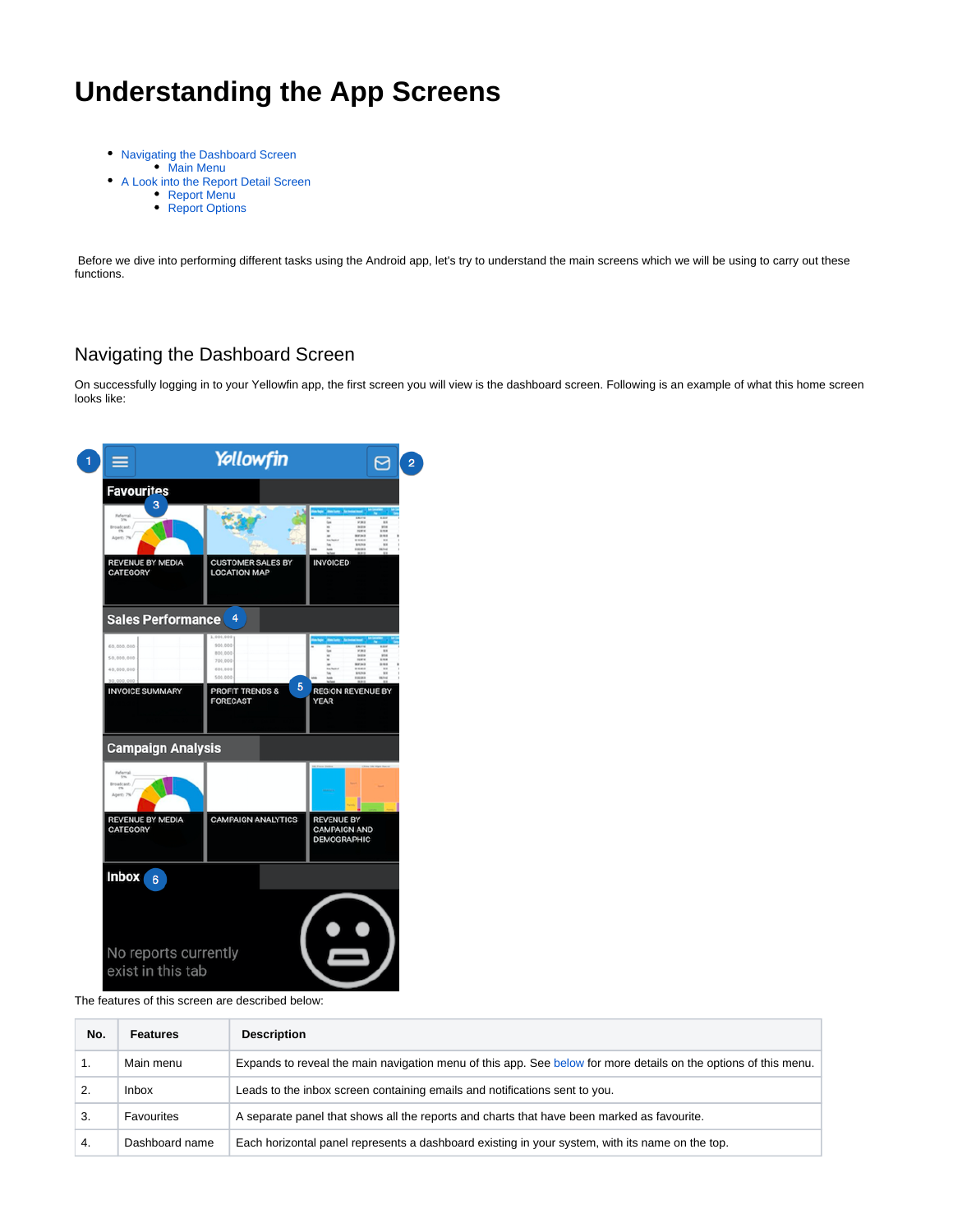# Understanding the App Screens

- Navigating the Dashboard Screen
  - Main Menu
- A Look into the Report Detail Screen
  - Report Menu
  - Report Options

Before we dive into performing different tasks using the Android app, let's try to understand the main screens which we will be using to carry out these functions.

## Navigating the Dashboard Screen

On successfully logging in to your Yellowfin app, the first screen you will view is the dashboard screen. Following is an example of what this home screen looks like:

The features of this screen are described below:

| No. | Features | Description |
|---|---|---|
| 1. | Main menu | Expands to reveal the main navigation menu of this app. See below for more details on the options of this menu. |
| 2. | Inbox | Leads to the inbox screen containing emails and notifications sent to you. |
| 3. | Favourites | A separate panel that shows all the reports and charts that have been marked as favourite. |
| 4. | Dashboard name | Each horizontal panel represents a dashboard existing in your system, with its name on the top. |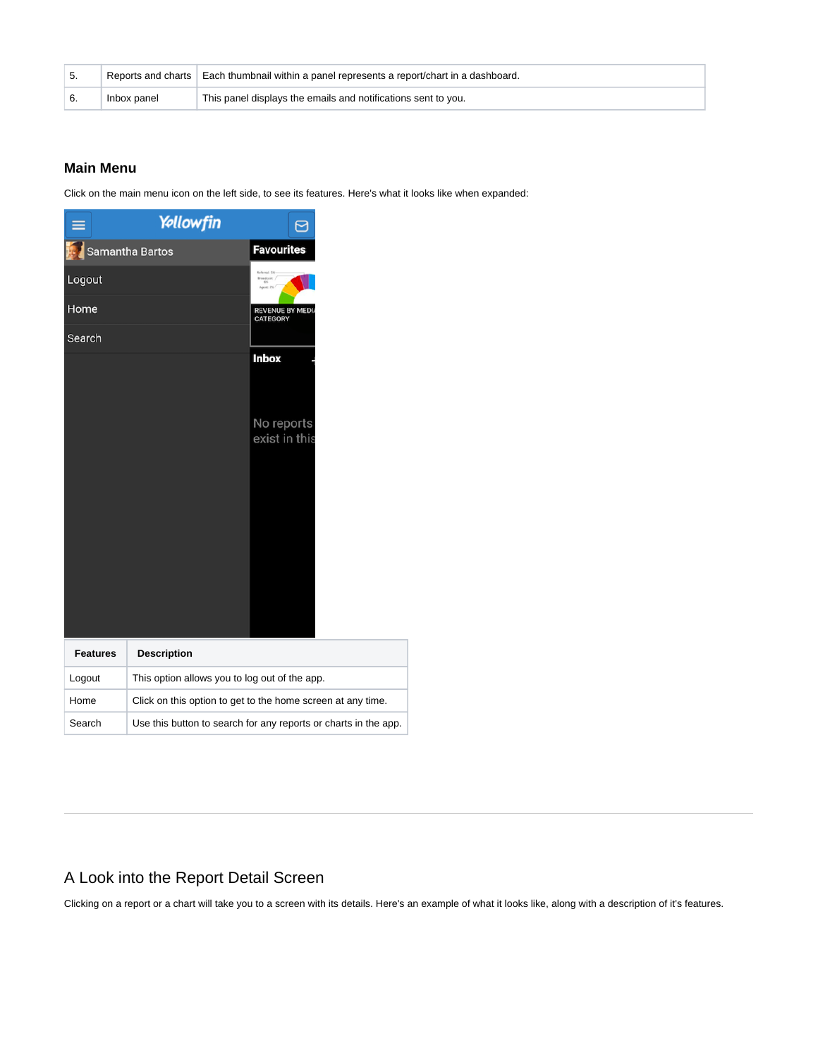| 5. | Reports and charts | Each thumbnail within a panel represents a report/chart in a dashboard. |
|---|---|---|
| 6. | Inbox panel | This panel displays the emails and notifications sent to you. |

### Main Menu

Click on the main menu icon on the left side, to see its features. Here's what it looks like when expanded:

| Features | Description |
|---|---|
| Logout | This option allows you to log out of the app. |
| Home | Click on this option to get to the home screen at any time. |
| Search | Use this button to search for any reports or charts in the app. |

---

## A Look into the Report Detail Screen

Clicking on a report or a chart will take you to a screen with its details. Here's an example of what it looks like, along with a description of it's features.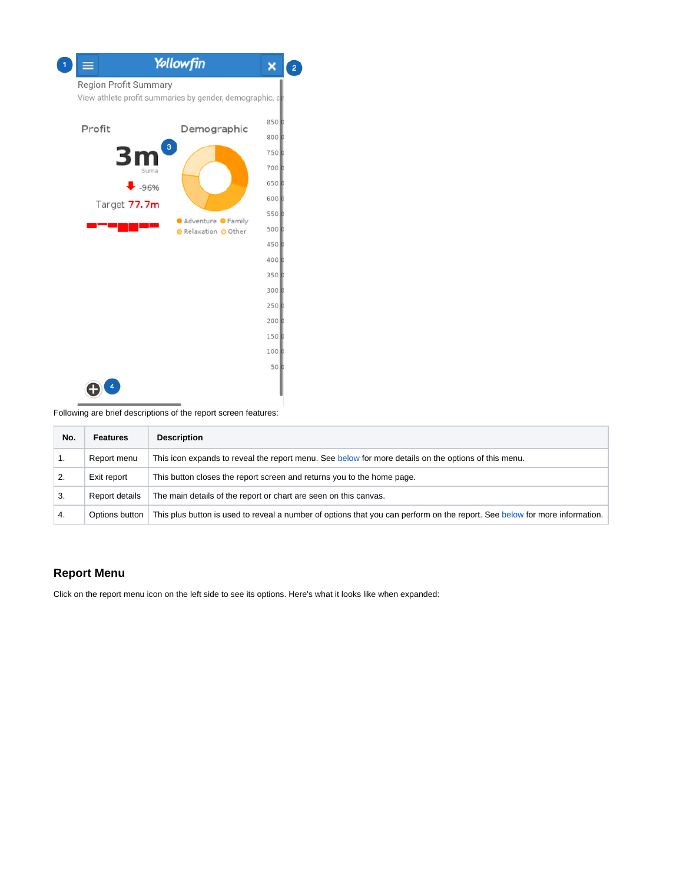Following are brief descriptions of the report screen features:

| No. | Features | Description |
| --- | --- | --- |
| 1. | Report menu | This icon expands to reveal the report menu. See below for more details on the options of this menu. |
| 2. | Exit report | This button closes the report screen and returns you to the home page. |
| 3. | Report details | The main details of the report or chart are seen on this canvas. |
| 4. | Options button | This plus button is used to reveal a number of options that you can perform on the report. See below for more information. |

## Report Menu

Click on the report menu icon on the left side to see its options. Here's what it looks like when expanded: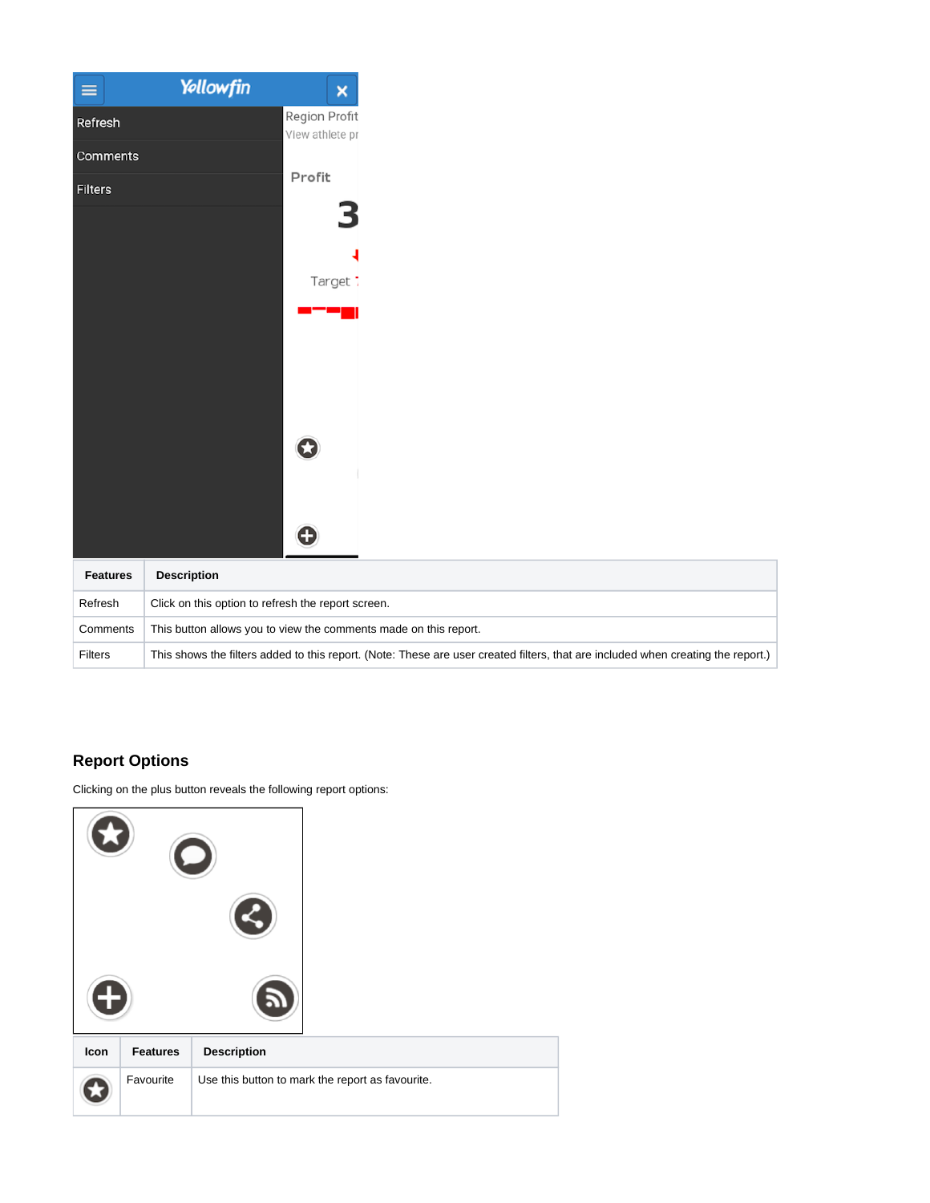| Features | Description |
| --- | --- |
| Refresh | Click on this option to refresh the report screen. |
| Comments | This button allows you to view the comments made on this report. |
| Filters | This shows the filters added to this report. (Note: These are user created filters, that are included when creating the report.) |

### Report Options

Clicking on the plus button reveals the following report options:

| Icon | Features | Description |
| --- | --- | --- |
| | Favourite | Use this button to mark the report as favourite. |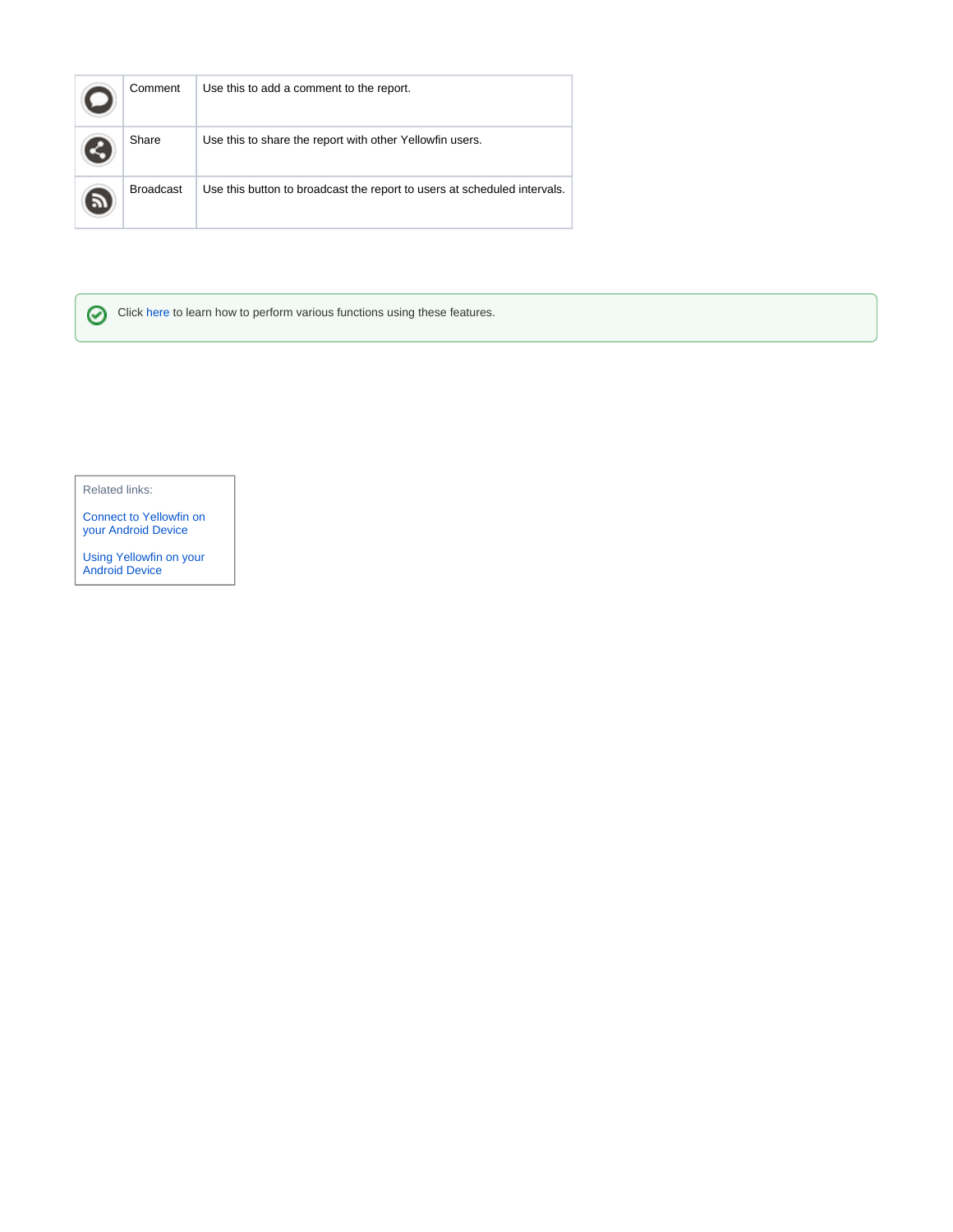| | | |
|---|---|---|
| | Comment | Use this to add a comment to the report. |
| | Share | Use this to share the report with other Yellowfin users. |
| | Broadcast | Use this button to broadcast the report to users at scheduled intervals. |

Click here to learn how to perform various functions using these features.

Related links:

Connect to Yellowfin on your Android Device

Using Yellowfin on your Android Device